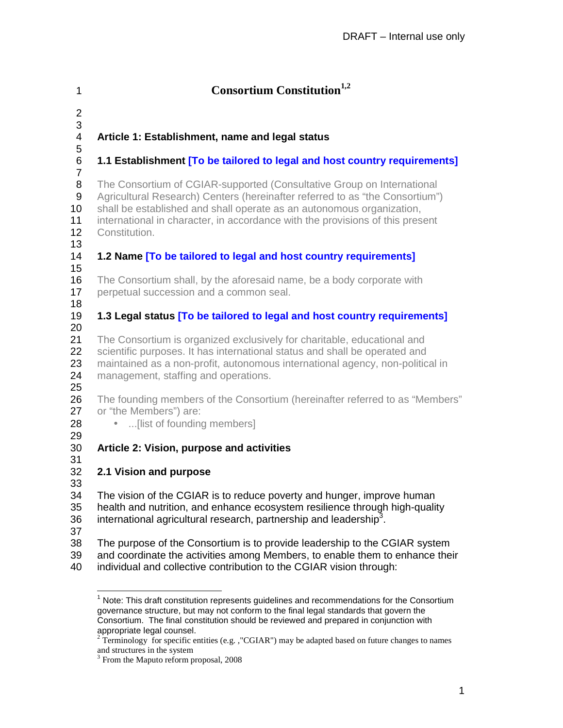# Consortium Constitution[1,2]

## Article 1: Establishment, name and legal status

### 1.1 Establishment [To be tailored to legal and host country requirements]

The Consortium of CGIAR-supported (Consultative Group on International Agricultural Research) Centers (hereinafter referred to as "the Consortium") shall be established and shall operate as an autonomous organization, international in character, in accordance with the provisions of this present Constitution.

### 1.2 Name [To be tailored to legal and host country requirements]

The Consortium shall, by the aforesaid name, be a body corporate with perpetual succession and a common seal.

### 1.3 Legal status [To be tailored to legal and host country requirements]

The Consortium is organized exclusively for charitable, educational and scientific purposes. It has international status and shall be operated and maintained as a non-profit, autonomous international agency, non-political in management, staffing and operations.

The founding members of the Consortium (hereinafter referred to as "Members" or "the Members") are:

- ...[list of founding members]

## Article 2: Vision, purpose and activities

### 2.1 Vision and purpose

The vision of the CGIAR is to reduce poverty and hunger, improve human health and nutrition, and enhance ecosystem resilience through high-quality international agricultural research, partnership and leadership[3].

The purpose of the Consortium is to provide leadership to the CGIAR system and coordinate the activities among Members, to enable them to enhance their individual and collective contribution to the CGIAR vision through:

---

[1] Note: This draft constitution represents guidelines and recommendations for the Consortium governance structure, but may not conform to the final legal standards that govern the Consortium. The final constitution should be reviewed and prepared in conjunction with appropriate legal counsel.

[2] Terminology for specific entities (e.g. ,"CGIAR") may be adapted based on future changes to names and structures in the system

[3] From the Maputo reform proposal, 2008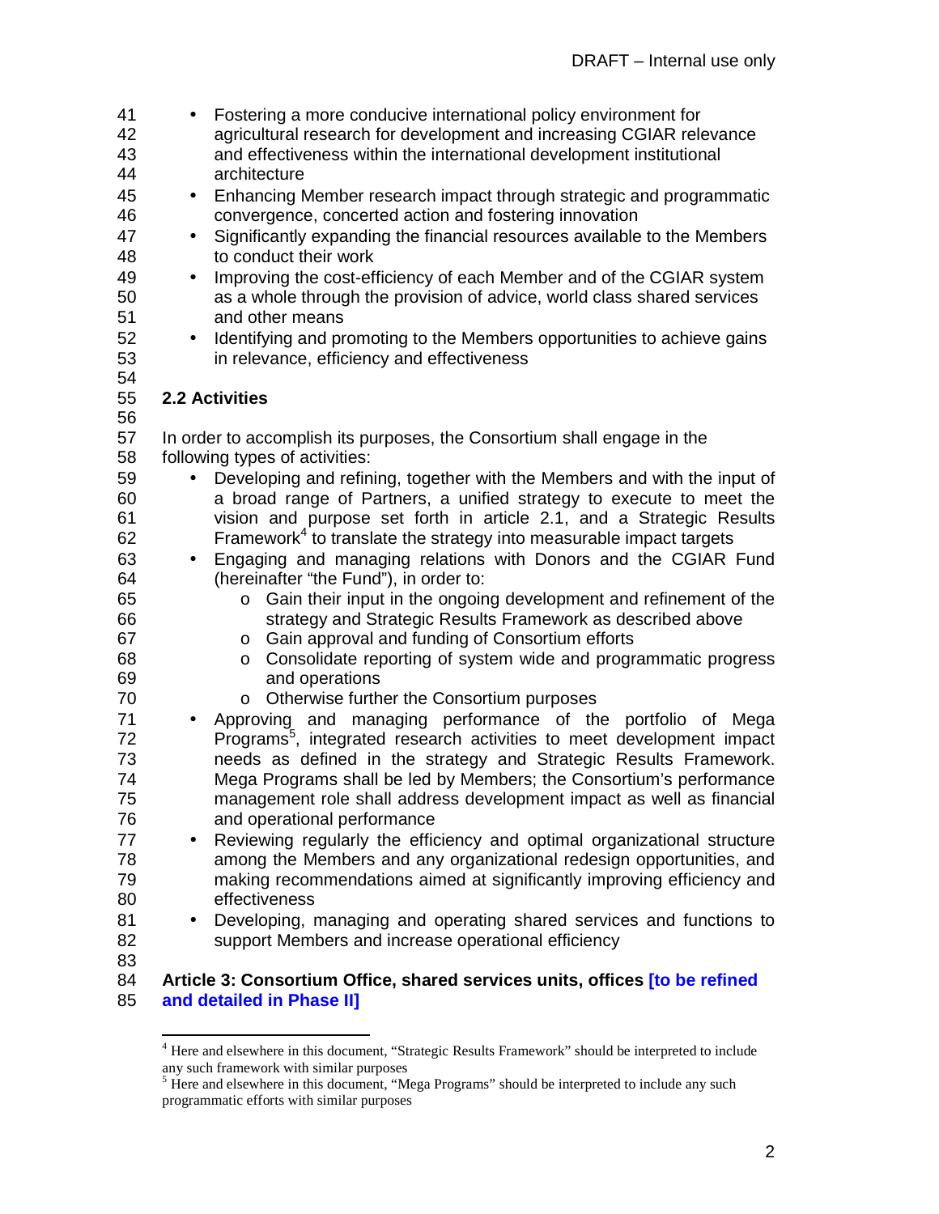- Fostering a more conducive international policy environment for agricultural research for development and increasing CGIAR relevance and effectiveness within the international development institutional architecture
- Enhancing Member research impact through strategic and programmatic convergence, concerted action and fostering innovation
- Significantly expanding the financial resources available to the Members to conduct their work
- Improving the cost-efficiency of each Member and of the CGIAR system as a whole through the provision of advice, world class shared services and other means
- Identifying and promoting to the Members opportunities to achieve gains in relevance, efficiency and effectiveness

### 2.2 Activities

In order to accomplish its purposes, the Consortium shall engage in the following types of activities:

- Developing and refining, together with the Members and with the input of a broad range of Partners, a unified strategy to execute to meet the vision and purpose set forth in article 2.1, and a Strategic Results Framework[4] to translate the strategy into measurable impact targets
- Engaging and managing relations with Donors and the CGIAR Fund (hereinafter "the Fund"), in order to:
    - Gain their input in the ongoing development and refinement of the strategy and Strategic Results Framework as described above
    - Gain approval and funding of Consortium efforts
    - Consolidate reporting of system wide and programmatic progress and operations
    - Otherwise further the Consortium purposes
- Approving and managing performance of the portfolio of Mega Programs[5], integrated research activities to meet development impact needs as defined in the strategy and Strategic Results Framework. Mega Programs shall be led by Members; the Consortium's performance management role shall address development impact as well as financial and operational performance
- Reviewing regularly the efficiency and optimal organizational structure among the Members and any organizational redesign opportunities, and making recommendations aimed at significantly improving efficiency and effectiveness
- Developing, managing and operating shared services and functions to support Members and increase operational efficiency

## Article 3: Consortium Office, shared services units, offices [to be refined and detailed in Phase II]

---

[4] Here and elsewhere in this document, "Strategic Results Framework" should be interpreted to include any such framework with similar purposes

[5] Here and elsewhere in this document, "Mega Programs" should be interpreted to include any such programmatic efforts with similar purposes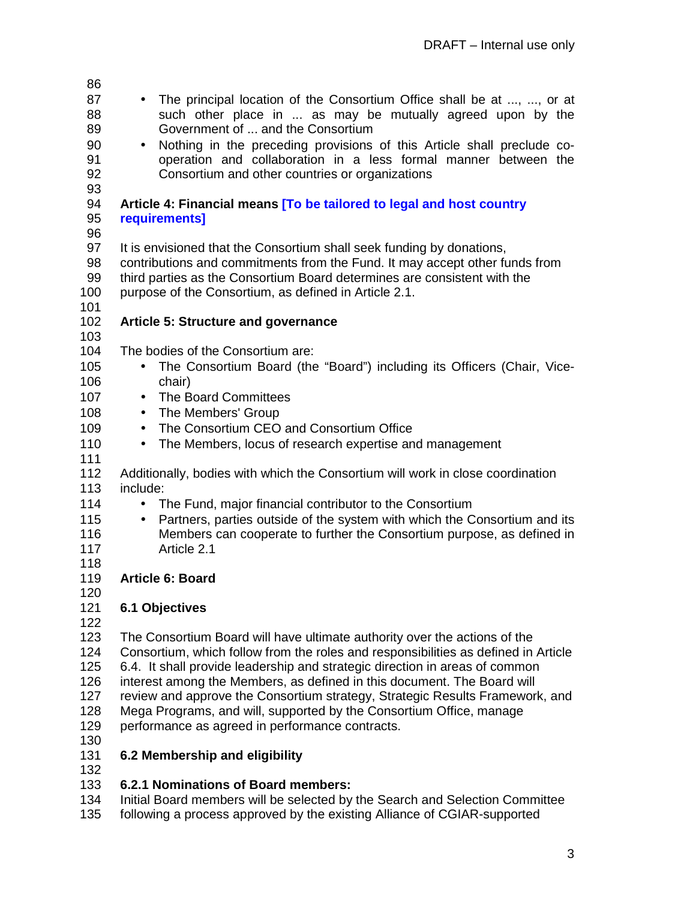- The principal location of the Consortium Office shall be at ..., ..., or at such other place in ... as may be mutually agreed upon by the Government of ... and the Consortium
- Nothing in the preceding provisions of this Article shall preclude co-operation and collaboration in a less formal manner between the Consortium and other countries or organizations

## Article 4: Financial means [To be tailored to legal and host country requirements]

It is envisioned that the Consortium shall seek funding by donations, contributions and commitments from the Fund. It may accept other funds from third parties as the Consortium Board determines are consistent with the purpose of the Consortium, as defined in Article 2.1.

## Article 5: Structure and governance

The bodies of the Consortium are:

- The Consortium Board (the "Board") including its Officers (Chair, Vice-chair)
- The Board Committees
- The Members' Group
- The Consortium CEO and Consortium Office
- The Members, locus of research expertise and management

Additionally, bodies with which the Consortium will work in close coordination include:

- The Fund, major financial contributor to the Consortium
- Partners, parties outside of the system with which the Consortium and its Members can cooperate to further the Consortium purpose, as defined in Article 2.1

## Article 6: Board

### 6.1 Objectives

The Consortium Board will have ultimate authority over the actions of the Consortium, which follow from the roles and responsibilities as defined in Article 6.4. It shall provide leadership and strategic direction in areas of common interest among the Members, as defined in this document. The Board will review and approve the Consortium strategy, Strategic Results Framework, and Mega Programs, and will, supported by the Consortium Office, manage performance as agreed in performance contracts.

### 6.2 Membership and eligibility

#### 6.2.1 Nominations of Board members:

Initial Board members will be selected by the Search and Selection Committee following a process approved by the existing Alliance of CGIAR-supported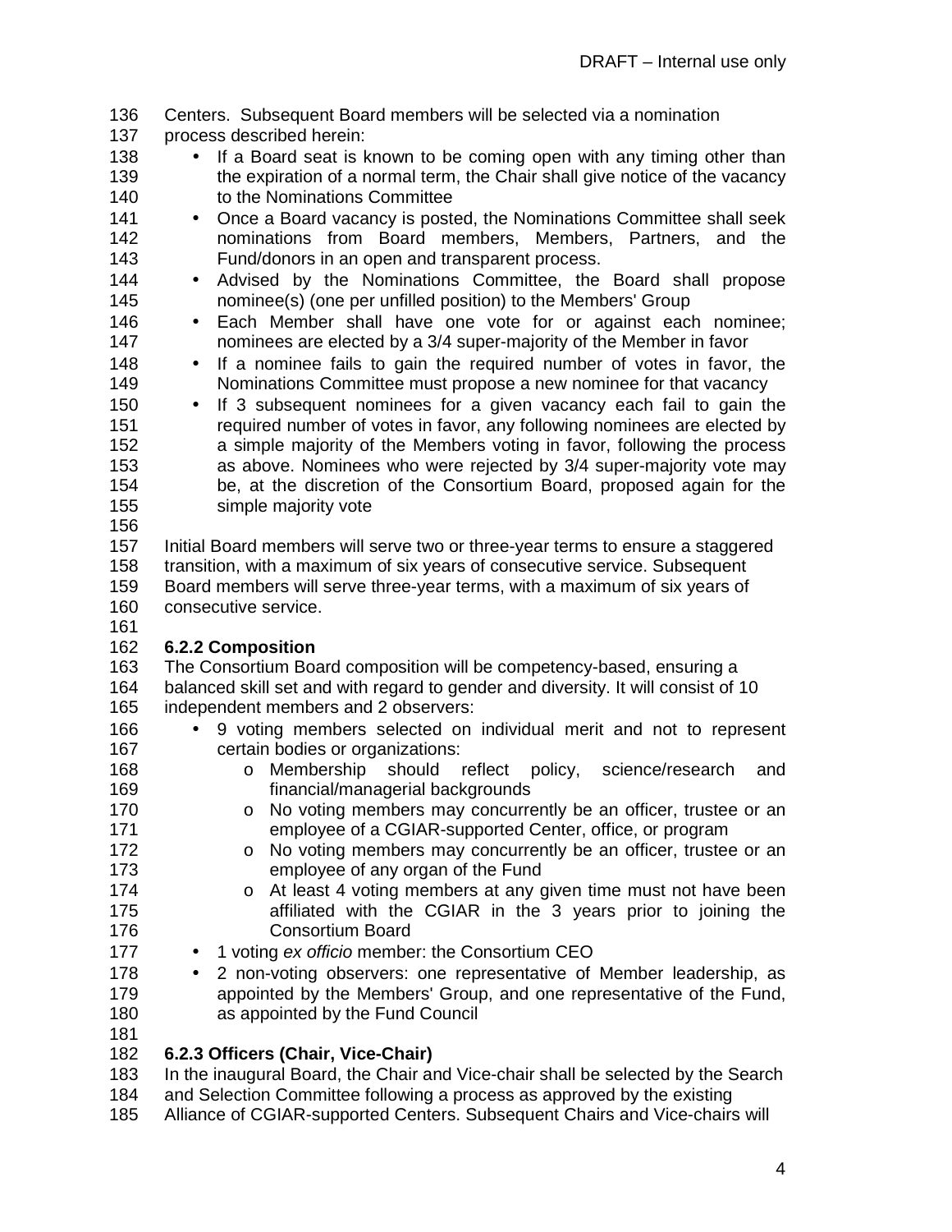Centers. Subsequent Board members will be selected via a nomination process described herein:

- If a Board seat is known to be coming open with any timing other than the expiration of a normal term, the Chair shall give notice of the vacancy to the Nominations Committee
- Once a Board vacancy is posted, the Nominations Committee shall seek nominations from Board members, Members, Partners, and the Fund/donors in an open and transparent process.
- Advised by the Nominations Committee, the Board shall propose nominee(s) (one per unfilled position) to the Members' Group
- Each Member shall have one vote for or against each nominee; nominees are elected by a 3/4 super-majority of the Member in favor
- If a nominee fails to gain the required number of votes in favor, the Nominations Committee must propose a new nominee for that vacancy
- If 3 subsequent nominees for a given vacancy each fail to gain the required number of votes in favor, any following nominees are elected by a simple majority of the Members voting in favor, following the process as above. Nominees who were rejected by 3/4 super-majority vote may be, at the discretion of the Consortium Board, proposed again for the simple majority vote

Initial Board members will serve two or three-year terms to ensure a staggered transition, with a maximum of six years of consecutive service. Subsequent Board members will serve three-year terms, with a maximum of six years of consecutive service.

### 6.2.2 Composition

The Consortium Board composition will be competency-based, ensuring a balanced skill set and with regard to gender and diversity. It will consist of 10 independent members and 2 observers:

- 9 voting members selected on individual merit and not to represent certain bodies or organizations:
  - Membership should reflect policy, science/research and financial/managerial backgrounds
  - No voting members may concurrently be an officer, trustee or an employee of a CGIAR-supported Center, office, or program
  - No voting members may concurrently be an officer, trustee or an employee of any organ of the Fund
  - At least 4 voting members at any given time must not have been affiliated with the CGIAR in the 3 years prior to joining the Consortium Board
- 1 voting *ex officio* member: the Consortium CEO
- 2 non-voting observers: one representative of Member leadership, as appointed by the Members' Group, and one representative of the Fund, as appointed by the Fund Council

### 6.2.3 Officers (Chair, Vice-Chair)

In the inaugural Board, the Chair and Vice-chair shall be selected by the Search and Selection Committee following a process as approved by the existing Alliance of CGIAR-supported Centers. Subsequent Chairs and Vice-chairs will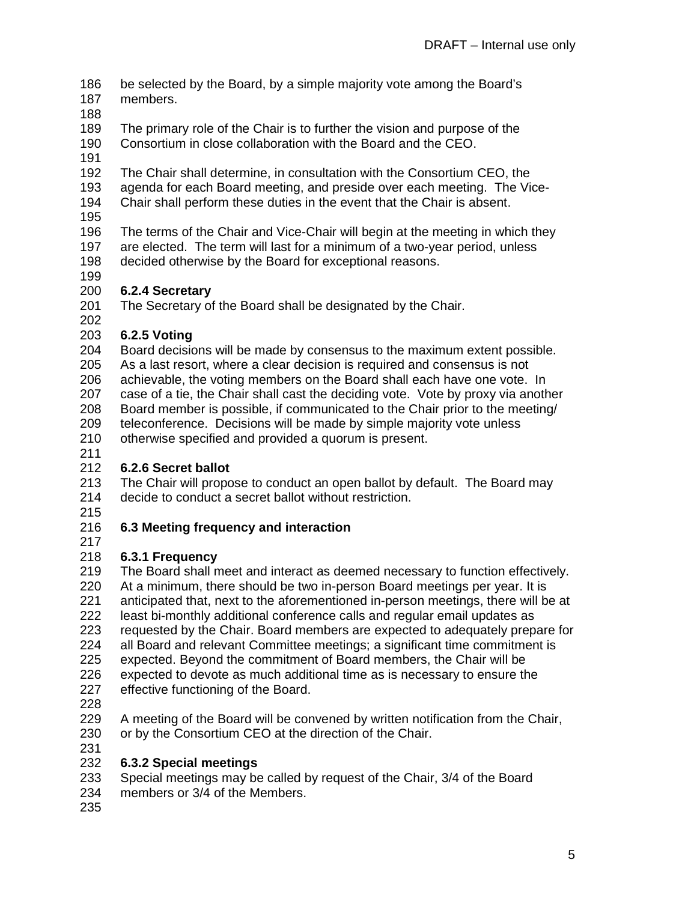be selected by the Board, by a simple majority vote among the Board's members.

The primary role of the Chair is to further the vision and purpose of the Consortium in close collaboration with the Board and the CEO.

The Chair shall determine, in consultation with the Consortium CEO, the agenda for each Board meeting, and preside over each meeting. The Vice-Chair shall perform these duties in the event that the Chair is absent.

The terms of the Chair and Vice-Chair will begin at the meeting in which they are elected. The term will last for a minimum of a two-year period, unless decided otherwise by the Board for exceptional reasons.

#### 6.2.4 Secretary

The Secretary of the Board shall be designated by the Chair.

#### 6.2.5 Voting

Board decisions will be made by consensus to the maximum extent possible. As a last resort, where a clear decision is required and consensus is not achievable, the voting members on the Board shall each have one vote. In case of a tie, the Chair shall cast the deciding vote. Vote by proxy via another Board member is possible, if communicated to the Chair prior to the meeting/ teleconference. Decisions will be made by simple majority vote unless otherwise specified and provided a quorum is present.

#### 6.2.6 Secret ballot

The Chair will propose to conduct an open ballot by default. The Board may decide to conduct a secret ballot without restriction.

### 6.3 Meeting frequency and interaction

#### 6.3.1 Frequency

The Board shall meet and interact as deemed necessary to function effectively. At a minimum, there should be two in-person Board meetings per year. It is anticipated that, next to the aforementioned in-person meetings, there will be at least bi-monthly additional conference calls and regular email updates as requested by the Chair. Board members are expected to adequately prepare for all Board and relevant Committee meetings; a significant time commitment is expected. Beyond the commitment of Board members, the Chair will be expected to devote as much additional time as is necessary to ensure the effective functioning of the Board.

A meeting of the Board will be convened by written notification from the Chair, or by the Consortium CEO at the direction of the Chair.

#### 6.3.2 Special meetings

Special meetings may be called by request of the Chair, 3/4 of the Board members or 3/4 of the Members.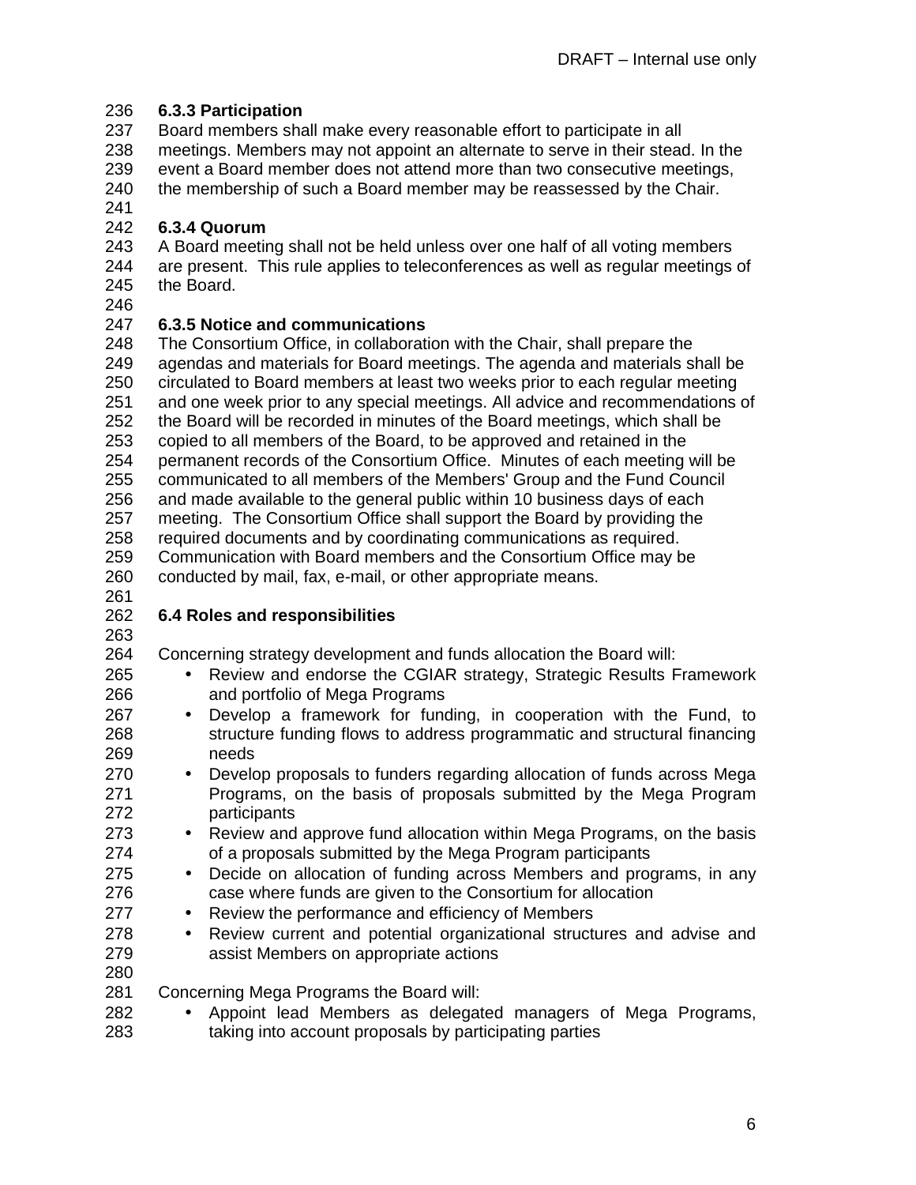#### 6.3.3 Participation

Board members shall make every reasonable effort to participate in all meetings. Members may not appoint an alternate to serve in their stead. In the event a Board member does not attend more than two consecutive meetings, the membership of such a Board member may be reassessed by the Chair.

#### 6.3.4 Quorum

A Board meeting shall not be held unless over one half of all voting members are present. This rule applies to teleconferences as well as regular meetings of the Board.

#### 6.3.5 Notice and communications

The Consortium Office, in collaboration with the Chair, shall prepare the agendas and materials for Board meetings. The agenda and materials shall be circulated to Board members at least two weeks prior to each regular meeting and one week prior to any special meetings. All advice and recommendations of the Board will be recorded in minutes of the Board meetings, which shall be copied to all members of the Board, to be approved and retained in the permanent records of the Consortium Office. Minutes of each meeting will be communicated to all members of the Members' Group and the Fund Council and made available to the general public within 10 business days of each meeting. The Consortium Office shall support the Board by providing the required documents and by coordinating communications as required. Communication with Board members and the Consortium Office may be conducted by mail, fax, e-mail, or other appropriate means.

### 6.4 Roles and responsibilities

Concerning strategy development and funds allocation the Board will:

- Review and endorse the CGIAR strategy, Strategic Results Framework and portfolio of Mega Programs
- Develop a framework for funding, in cooperation with the Fund, to structure funding flows to address programmatic and structural financing needs
- Develop proposals to funders regarding allocation of funds across Mega Programs, on the basis of proposals submitted by the Mega Program participants
- Review and approve fund allocation within Mega Programs, on the basis of a proposals submitted by the Mega Program participants
- Decide on allocation of funding across Members and programs, in any case where funds are given to the Consortium for allocation
- Review the performance and efficiency of Members
- Review current and potential organizational structures and advise and assist Members on appropriate actions

Concerning Mega Programs the Board will:

- Appoint lead Members as delegated managers of Mega Programs, taking into account proposals by participating parties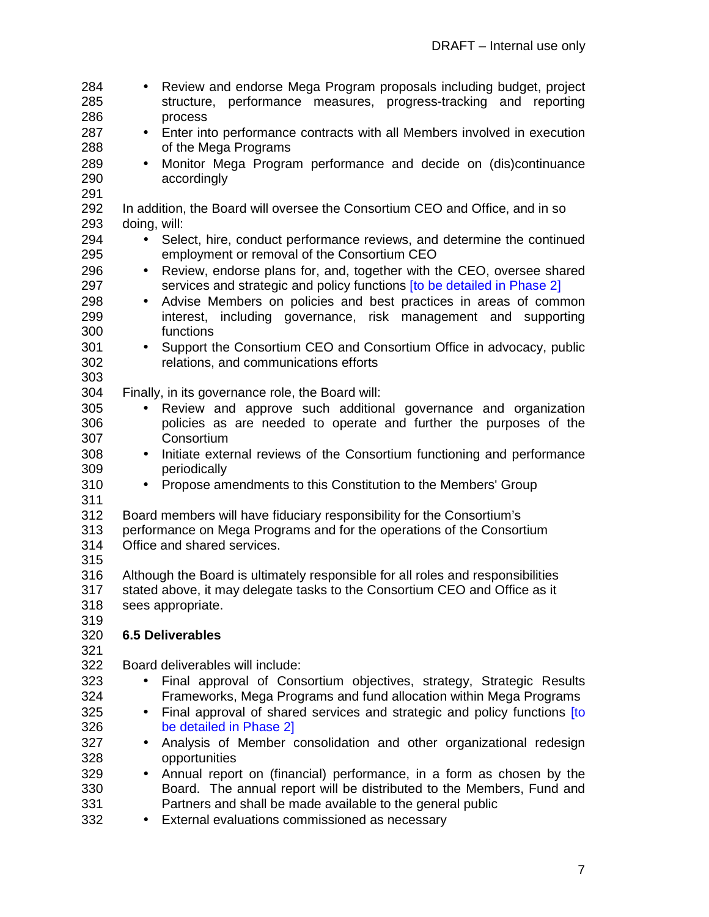- Review and endorse Mega Program proposals including budget, project structure, performance measures, progress-tracking and reporting process
- Enter into performance contracts with all Members involved in execution of the Mega Programs
- Monitor Mega Program performance and decide on (dis)continuance accordingly

In addition, the Board will oversee the Consortium CEO and Office, and in so doing, will:

- Select, hire, conduct performance reviews, and determine the continued employment or removal of the Consortium CEO
- Review, endorse plans for, and, together with the CEO, oversee shared services and strategic and policy functions [to be detailed in Phase 2]
- Advise Members on policies and best practices in areas of common interest, including governance, risk management and supporting functions
- Support the Consortium CEO and Consortium Office in advocacy, public relations, and communications efforts

Finally, in its governance role, the Board will:

- Review and approve such additional governance and organization policies as are needed to operate and further the purposes of the Consortium
- Initiate external reviews of the Consortium functioning and performance periodically
- Propose amendments to this Constitution to the Members' Group

Board members will have fiduciary responsibility for the Consortium's performance on Mega Programs and for the operations of the Consortium Office and shared services.

Although the Board is ultimately responsible for all roles and responsibilities stated above, it may delegate tasks to the Consortium CEO and Office as it sees appropriate.

### 6.5 Deliverables

Board deliverables will include:

- Final approval of Consortium objectives, strategy, Strategic Results Frameworks, Mega Programs and fund allocation within Mega Programs
- Final approval of shared services and strategic and policy functions [to be detailed in Phase 2]
- Analysis of Member consolidation and other organizational redesign opportunities
- Annual report on (financial) performance, in a form as chosen by the Board. The annual report will be distributed to the Members, Fund and Partners and shall be made available to the general public
- External evaluations commissioned as necessary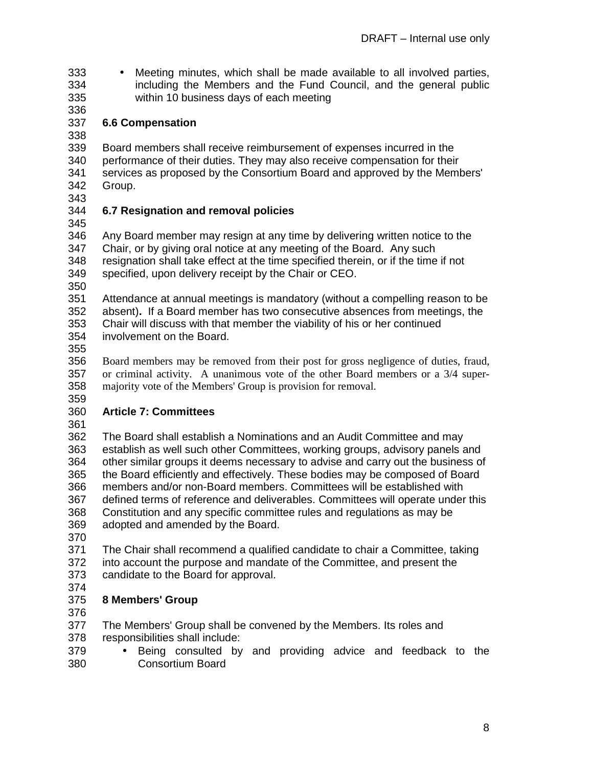- Meeting minutes, which shall be made available to all involved parties, including the Members and the Fund Council, and the general public within 10 business days of each meeting

### 6.6 Compensation

Board members shall receive reimbursement of expenses incurred in the performance of their duties. They may also receive compensation for their services as proposed by the Consortium Board and approved by the Members' Group.

### 6.7 Resignation and removal policies

Any Board member may resign at any time by delivering written notice to the Chair, or by giving oral notice at any meeting of the Board. Any such resignation shall take effect at the time specified therein, or if the time if not specified, upon delivery receipt by the Chair or CEO.

Attendance at annual meetings is mandatory (without a compelling reason to be absent)**.** If a Board member has two consecutive absences from meetings, the Chair will discuss with that member the viability of his or her continued involvement on the Board.

Board members may be removed from their post for gross negligence of duties, fraud, or criminal activity. A unanimous vote of the other Board members or a 3/4 super-majority vote of the Members' Group is provision for removal.

## Article 7: Committees

The Board shall establish a Nominations and an Audit Committee and may establish as well such other Committees, working groups, advisory panels and other similar groups it deems necessary to advise and carry out the business of the Board efficiently and effectively. These bodies may be composed of Board members and/or non-Board members. Committees will be established with defined terms of reference and deliverables. Committees will operate under this Constitution and any specific committee rules and regulations as may be adopted and amended by the Board.

The Chair shall recommend a qualified candidate to chair a Committee, taking into account the purpose and mandate of the Committee, and present the candidate to the Board for approval.

## 8 Members' Group

The Members' Group shall be convened by the Members. Its roles and responsibilities shall include:

- Being consulted by and providing advice and feedback to the Consortium Board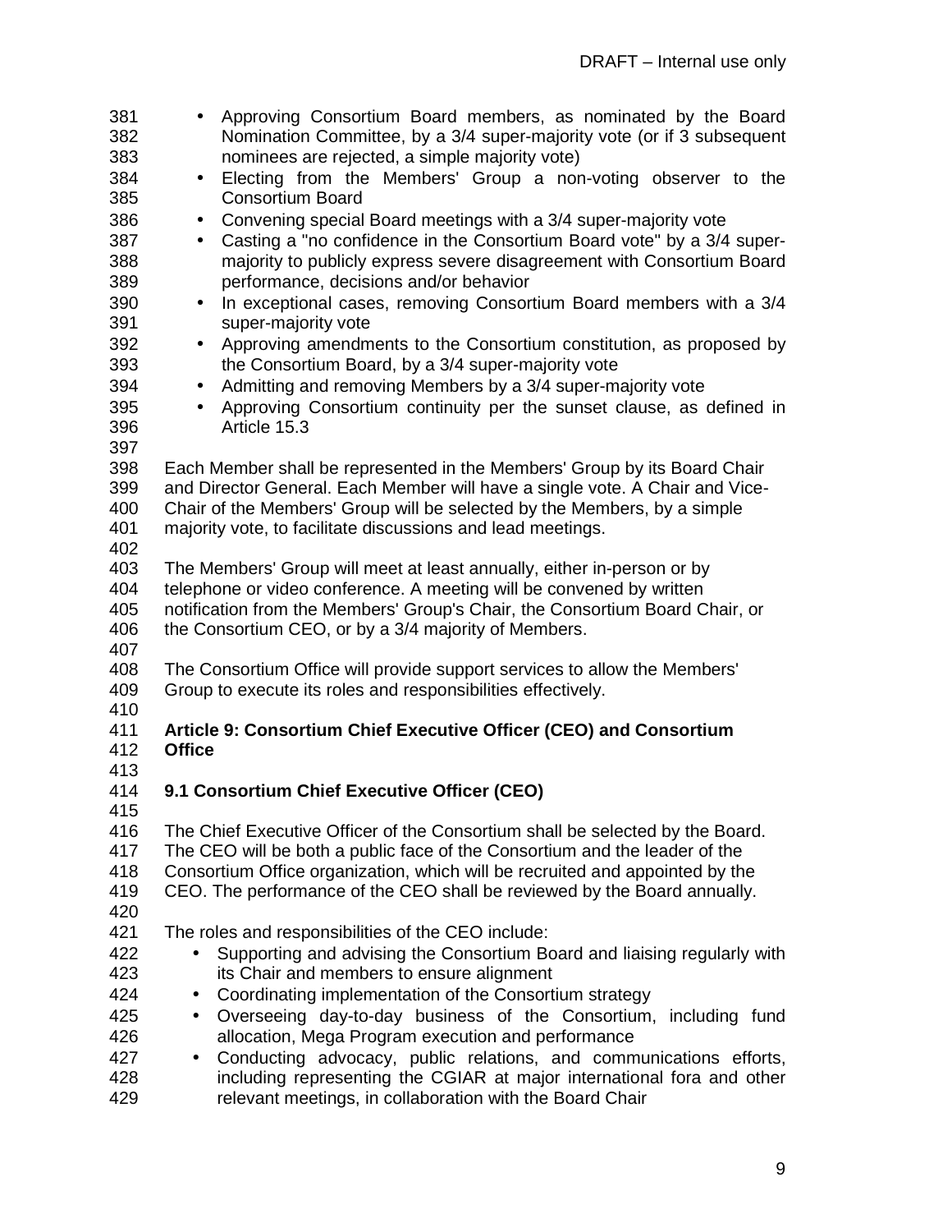- Approving Consortium Board members, as nominated by the Board Nomination Committee, by a 3/4 super-majority vote (or if 3 subsequent nominees are rejected, a simple majority vote)
- Electing from the Members' Group a non-voting observer to the Consortium Board
- Convening special Board meetings with a 3/4 super-majority vote
- Casting a "no confidence in the Consortium Board vote" by a 3/4 super-majority to publicly express severe disagreement with Consortium Board performance, decisions and/or behavior
- In exceptional cases, removing Consortium Board members with a 3/4 super-majority vote
- Approving amendments to the Consortium constitution, as proposed by the Consortium Board, by a 3/4 super-majority vote
- Admitting and removing Members by a 3/4 super-majority vote
- Approving Consortium continuity per the sunset clause, as defined in Article 15.3

Each Member shall be represented in the Members' Group by its Board Chair and Director General. Each Member will have a single vote. A Chair and Vice-Chair of the Members' Group will be selected by the Members, by a simple majority vote, to facilitate discussions and lead meetings.

The Members' Group will meet at least annually, either in-person or by telephone or video conference. A meeting will be convened by written notification from the Members' Group's Chair, the Consortium Board Chair, or the Consortium CEO, or by a 3/4 majority of Members.

The Consortium Office will provide support services to allow the Members' Group to execute its roles and responsibilities effectively.

## Article 9: Consortium Chief Executive Officer (CEO) and Consortium Office

### 9.1 Consortium Chief Executive Officer (CEO)

The Chief Executive Officer of the Consortium shall be selected by the Board. The CEO will be both a public face of the Consortium and the leader of the Consortium Office organization, which will be recruited and appointed by the CEO. The performance of the CEO shall be reviewed by the Board annually.

The roles and responsibilities of the CEO include:

- Supporting and advising the Consortium Board and liaising regularly with its Chair and members to ensure alignment
- Coordinating implementation of the Consortium strategy
- Overseeing day-to-day business of the Consortium, including fund allocation, Mega Program execution and performance
- Conducting advocacy, public relations, and communications efforts, including representing the CGIAR at major international fora and other relevant meetings, in collaboration with the Board Chair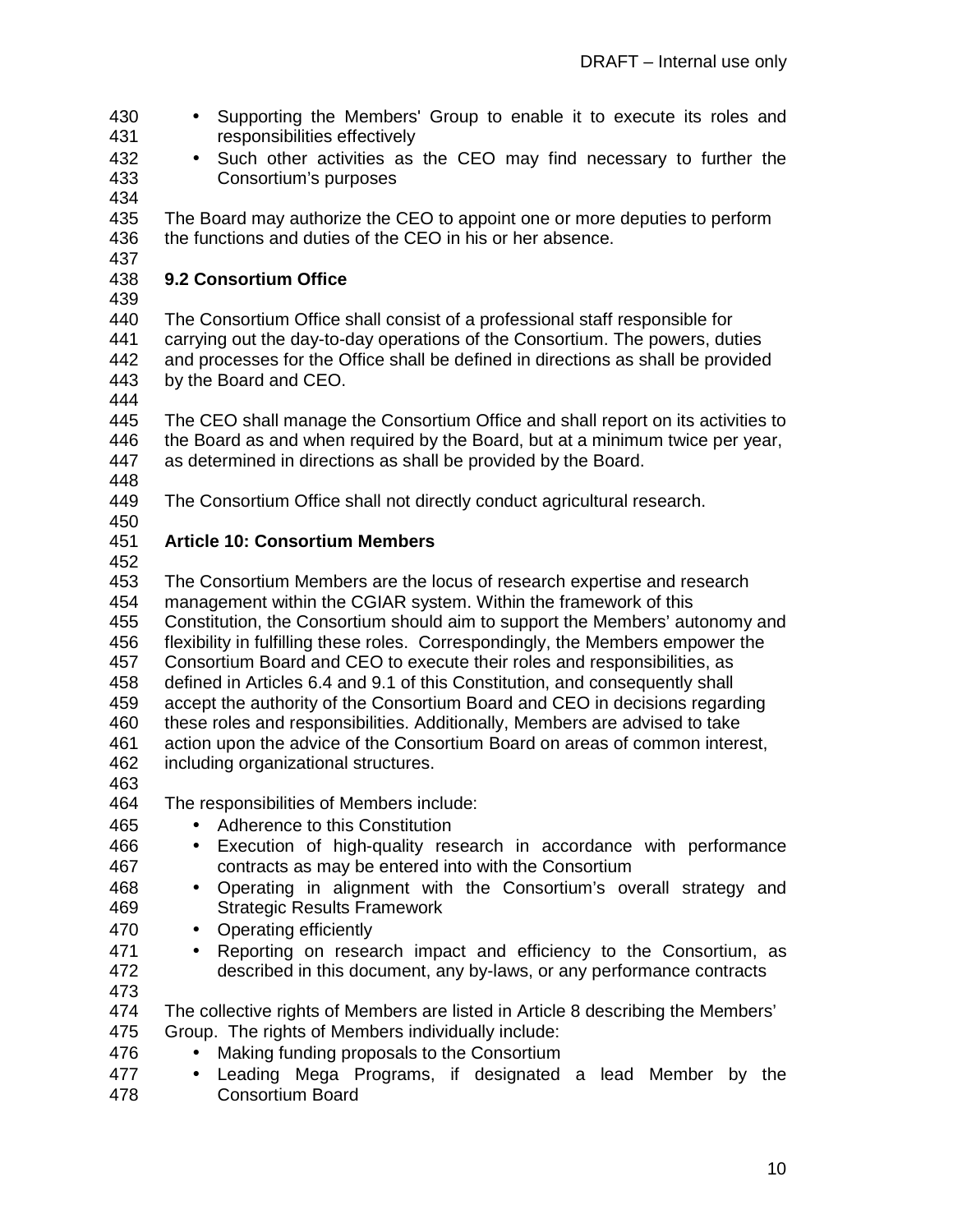- Supporting the Members' Group to enable it to execute its roles and responsibilities effectively
- Such other activities as the CEO may find necessary to further the Consortium's purposes

The Board may authorize the CEO to appoint one or more deputies to perform the functions and duties of the CEO in his or her absence.

### 9.2 Consortium Office

The Consortium Office shall consist of a professional staff responsible for carrying out the day-to-day operations of the Consortium. The powers, duties and processes for the Office shall be defined in directions as shall be provided by the Board and CEO.

The CEO shall manage the Consortium Office and shall report on its activities to the Board as and when required by the Board, but at a minimum twice per year, as determined in directions as shall be provided by the Board.

The Consortium Office shall not directly conduct agricultural research.

## Article 10: Consortium Members

The Consortium Members are the locus of research expertise and research management within the CGIAR system. Within the framework of this Constitution, the Consortium should aim to support the Members' autonomy and flexibility in fulfilling these roles. Correspondingly, the Members empower the Consortium Board and CEO to execute their roles and responsibilities, as defined in Articles 6.4 and 9.1 of this Constitution, and consequently shall accept the authority of the Consortium Board and CEO in decisions regarding these roles and responsibilities. Additionally, Members are advised to take action upon the advice of the Consortium Board on areas of common interest, including organizational structures.

The responsibilities of Members include:

- Adherence to this Constitution
- Execution of high-quality research in accordance with performance contracts as may be entered into with the Consortium
- Operating in alignment with the Consortium's overall strategy and Strategic Results Framework
- Operating efficiently
- Reporting on research impact and efficiency to the Consortium, as described in this document, any by-laws, or any performance contracts

The collective rights of Members are listed in Article 8 describing the Members' Group. The rights of Members individually include:

- Making funding proposals to the Consortium
- Leading Mega Programs, if designated a lead Member by the Consortium Board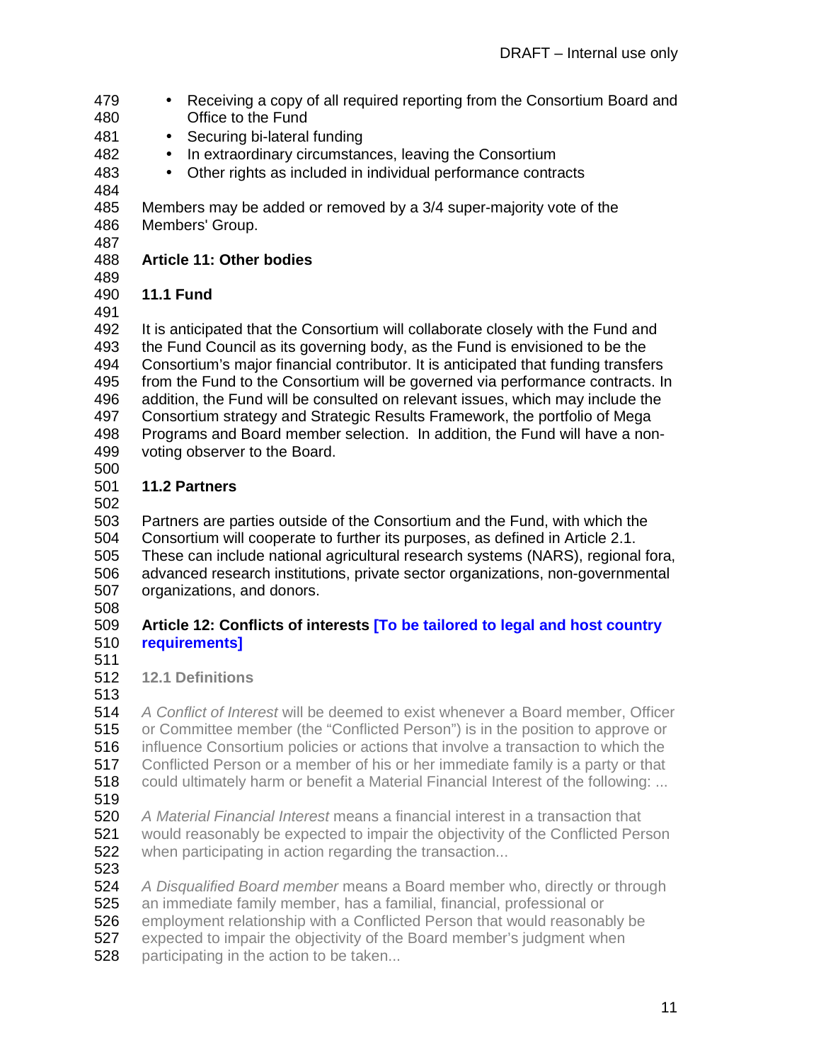- Receiving a copy of all required reporting from the Consortium Board and Office to the Fund
- Securing bi-lateral funding
- In extraordinary circumstances, leaving the Consortium
- Other rights as included in individual performance contracts

Members may be added or removed by a 3/4 super-majority vote of the Members' Group.

## Article 11: Other bodies

### 11.1 Fund

It is anticipated that the Consortium will collaborate closely with the Fund and the Fund Council as its governing body, as the Fund is envisioned to be the Consortium's major financial contributor. It is anticipated that funding transfers from the Fund to the Consortium will be governed via performance contracts. In addition, the Fund will be consulted on relevant issues, which may include the Consortium strategy and Strategic Results Framework, the portfolio of Mega Programs and Board member selection. In addition, the Fund will have a non-voting observer to the Board.

### 11.2 Partners

Partners are parties outside of the Consortium and the Fund, with which the Consortium will cooperate to further its purposes, as defined in Article 2.1. These can include national agricultural research systems (NARS), regional fora, advanced research institutions, private sector organizations, non-governmental organizations, and donors.

## Article 12: Conflicts of interests [To be tailored to legal and host country requirements]

### 12.1 Definitions

*A Conflict of Interest* will be deemed to exist whenever a Board member, Officer or Committee member (the "Conflicted Person") is in the position to approve or influence Consortium policies or actions that involve a transaction to which the Conflicted Person or a member of his or her immediate family is a party or that could ultimately harm or benefit a Material Financial Interest of the following: ...

*A Material Financial Interest* means a financial interest in a transaction that would reasonably be expected to impair the objectivity of the Conflicted Person when participating in action regarding the transaction...

*A Disqualified Board member* means a Board member who, directly or through an immediate family member, has a familial, financial, professional or employment relationship with a Conflicted Person that would reasonably be expected to impair the objectivity of the Board member's judgment when participating in the action to be taken...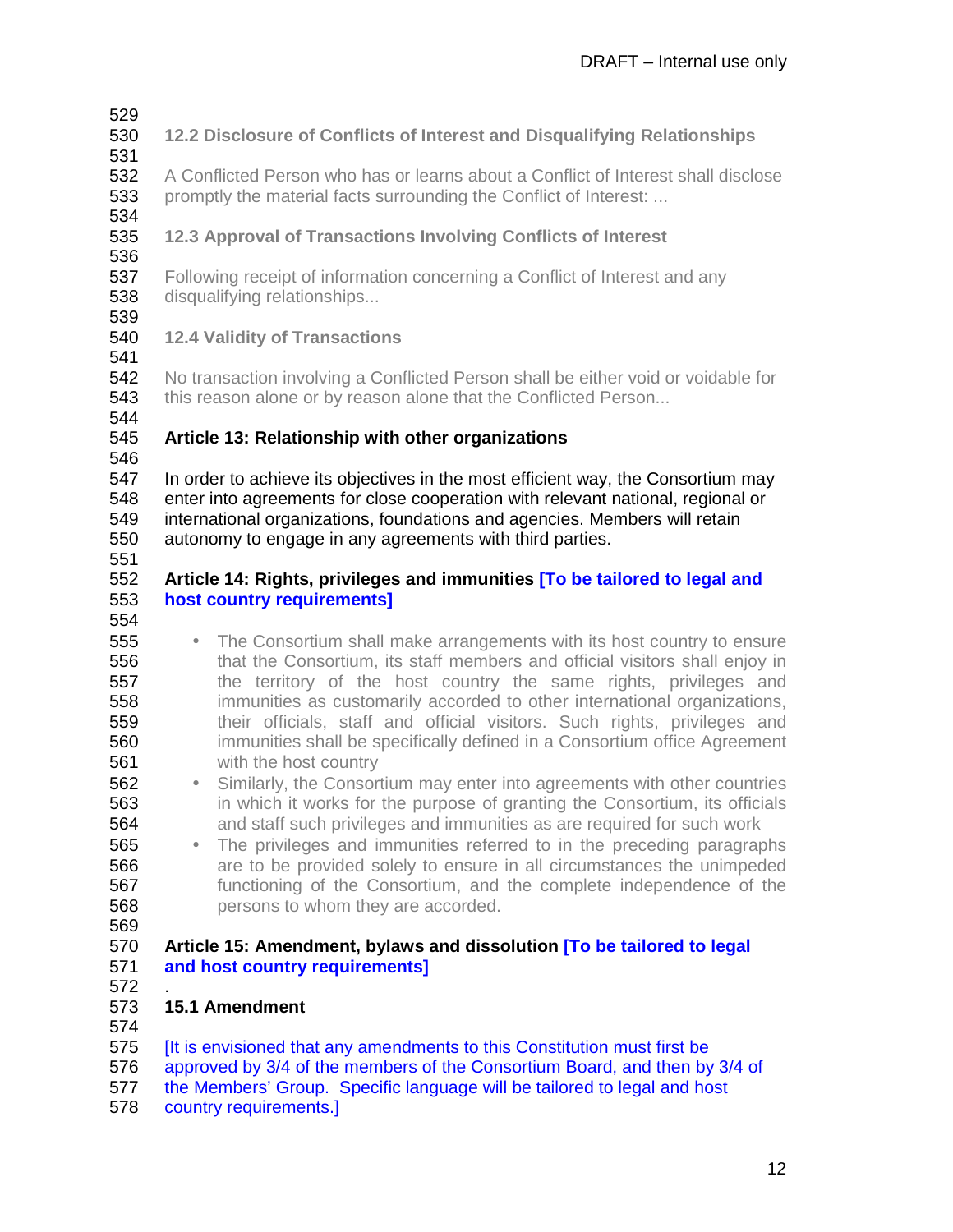### 12.2 Disclosure of Conflicts of Interest and Disqualifying Relationships

A Conflicted Person who has or learns about a Conflict of Interest shall disclose promptly the material facts surrounding the Conflict of Interest: ...

### 12.3 Approval of Transactions Involving Conflicts of Interest

Following receipt of information concerning a Conflict of Interest and any disqualifying relationships...

### 12.4 Validity of Transactions

No transaction involving a Conflicted Person shall be either void or voidable for this reason alone or by reason alone that the Conflicted Person...

## Article 13: Relationship with other organizations

In order to achieve its objectives in the most efficient way, the Consortium may enter into agreements for close cooperation with relevant national, regional or international organizations, foundations and agencies. Members will retain autonomy to engage in any agreements with third parties.

## Article 14: Rights, privileges and immunities [To be tailored to legal and host country requirements]

- The Consortium shall make arrangements with its host country to ensure that the Consortium, its staff members and official visitors shall enjoy in the territory of the host country the same rights, privileges and immunities as customarily accorded to other international organizations, their officials, staff and official visitors. Such rights, privileges and immunities shall be specifically defined in a Consortium office Agreement with the host country
- Similarly, the Consortium may enter into agreements with other countries in which it works for the purpose of granting the Consortium, its officials and staff such privileges and immunities as are required for such work
- The privileges and immunities referred to in the preceding paragraphs are to be provided solely to ensure in all circumstances the unimpeded functioning of the Consortium, and the complete independence of the persons to whom they are accorded.

## Article 15: Amendment, bylaws and dissolution [To be tailored to legal and host country requirements]

.

### 15.1 Amendment

[It is envisioned that any amendments to this Constitution must first be approved by 3/4 of the members of the Consortium Board, and then by 3/4 of the Members' Group. Specific language will be tailored to legal and host country requirements.]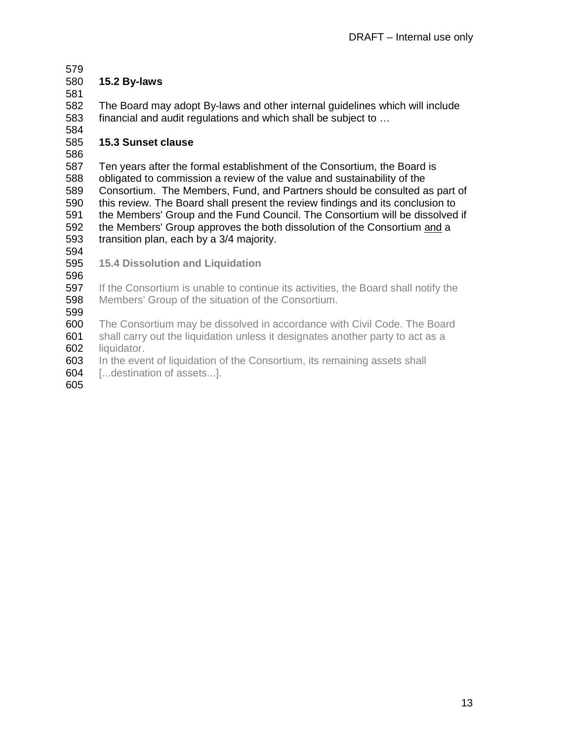### 15.2 By-laws

The Board may adopt By-laws and other internal guidelines which will include financial and audit regulations and which shall be subject to …

### 15.3 Sunset clause

Ten years after the formal establishment of the Consortium, the Board is obligated to commission a review of the value and sustainability of the Consortium. The Members, Fund, and Partners should be consulted as part of this review. The Board shall present the review findings and its conclusion to the Members' Group and the Fund Council. The Consortium will be dissolved if the Members' Group approves the both dissolution of the Consortium <u>and</u> a transition plan, each by a 3/4 majority.

### 15.4 Dissolution and Liquidation

If the Consortium is unable to continue its activities, the Board shall notify the Members' Group of the situation of the Consortium.

The Consortium may be dissolved in accordance with Civil Code. The Board shall carry out the liquidation unless it designates another party to act as a liquidator.
In the event of liquidation of the Consortium, its remaining assets shall [...destination of assets...].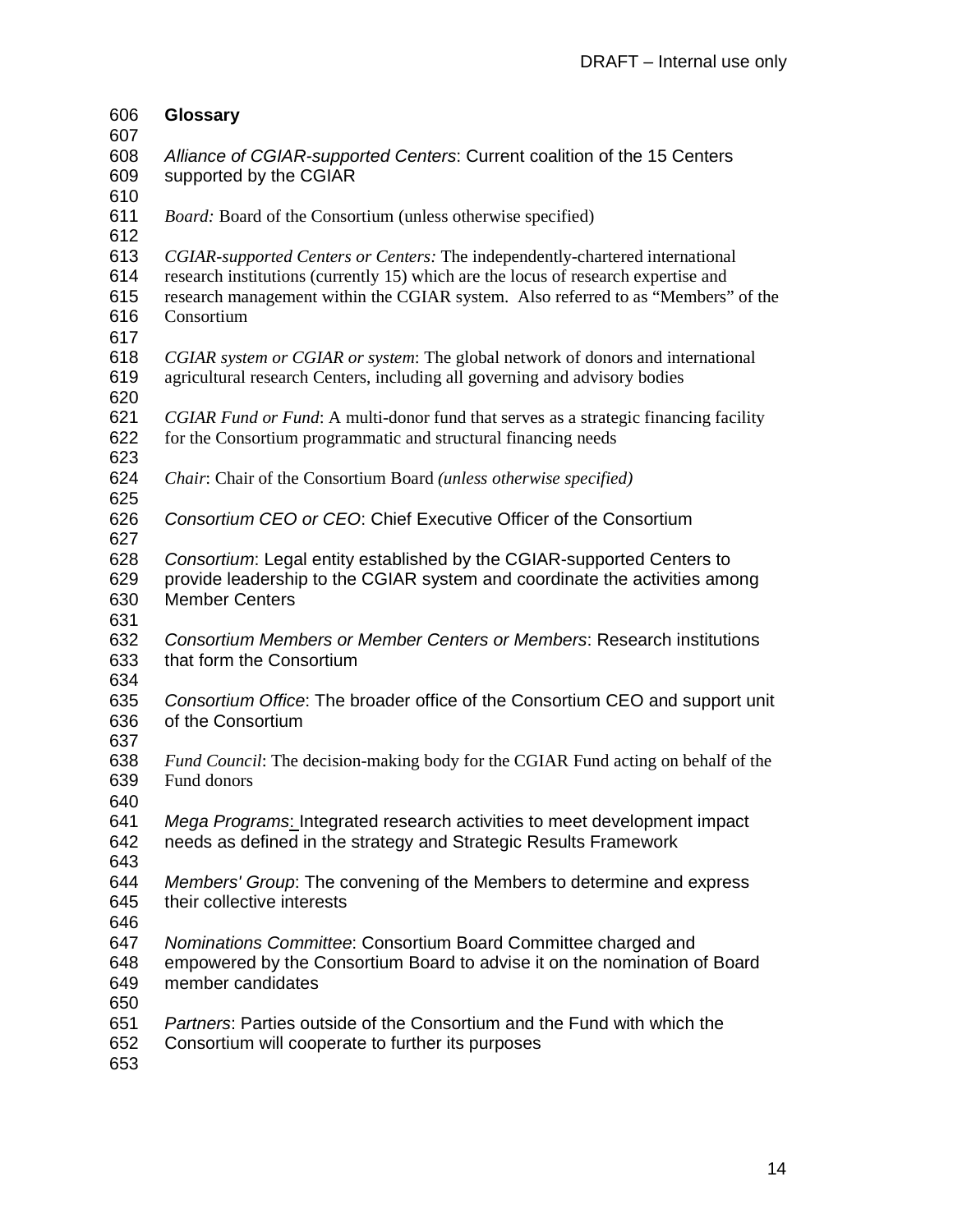## Glossary

*Alliance of CGIAR-supported Centers*: Current coalition of the 15 Centers supported by the CGIAR

*Board:* Board of the Consortium (unless otherwise specified)

*CGIAR-supported Centers or Centers:* The independently-chartered international research institutions (currently 15) which are the locus of research expertise and research management within the CGIAR system. Also referred to as "Members" of the Consortium

*CGIAR system or CGIAR or system*: The global network of donors and international agricultural research Centers, including all governing and advisory bodies

*CGIAR Fund or Fund*: A multi-donor fund that serves as a strategic financing facility for the Consortium programmatic and structural financing needs

*Chair*: Chair of the Consortium Board *(unless otherwise specified)*

*Consortium CEO or CEO*: Chief Executive Officer of the Consortium

*Consortium*: Legal entity established by the CGIAR-supported Centers to provide leadership to the CGIAR system and coordinate the activities among Member Centers

*Consortium Members or Member Centers or Members*: Research institutions that form the Consortium

*Consortium Office*: The broader office of the Consortium CEO and support unit of the Consortium

*Fund Council*: The decision-making body for the CGIAR Fund acting on behalf of the Fund donors

*Mega Programs*: Integrated research activities to meet development impact needs as defined in the strategy and Strategic Results Framework

*Members' Group*: The convening of the Members to determine and express their collective interests

*Nominations Committee*: Consortium Board Committee charged and empowered by the Consortium Board to advise it on the nomination of Board member candidates

*Partners*: Parties outside of the Consortium and the Fund with which the Consortium will cooperate to further its purposes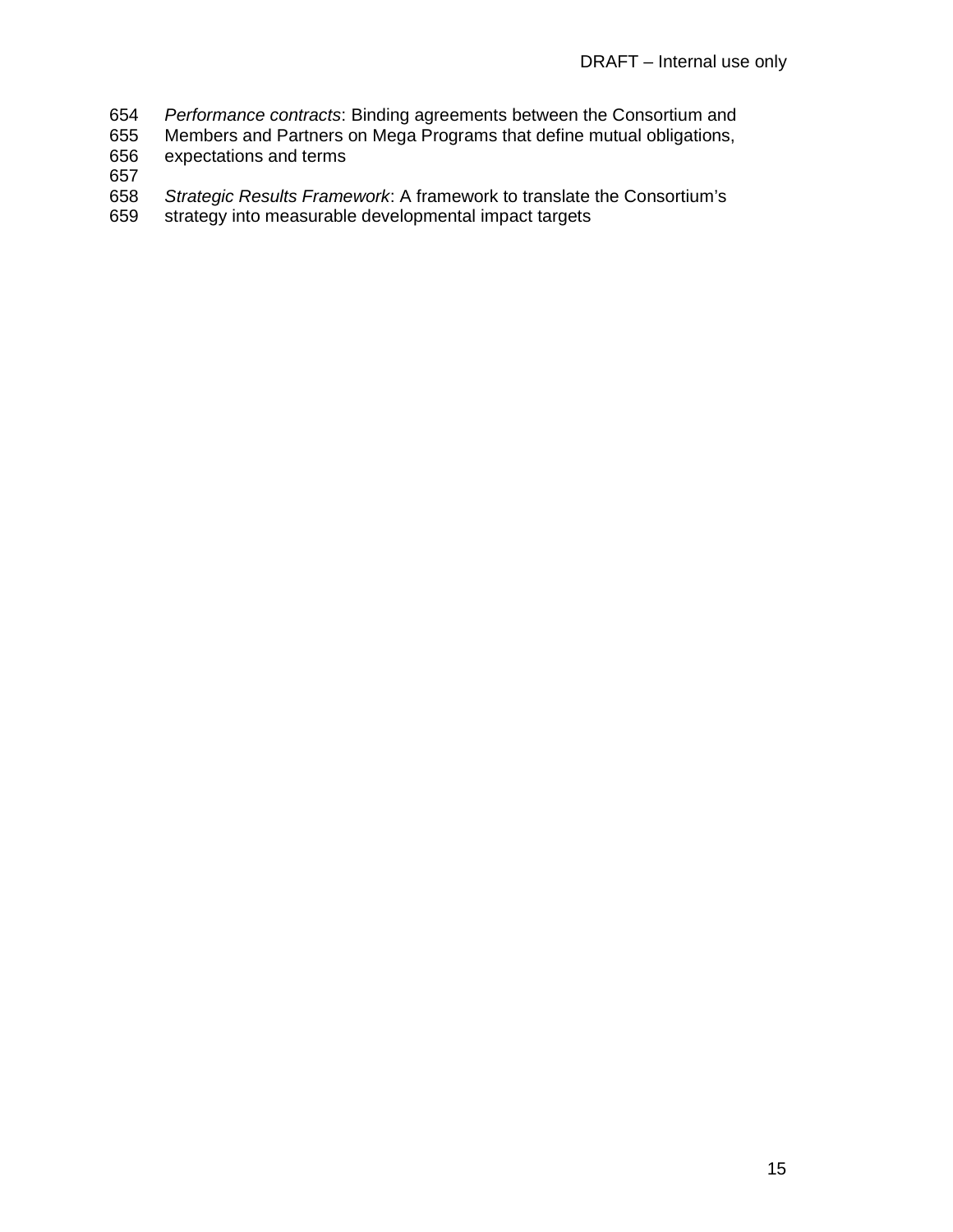*Performance contracts*: Binding agreements between the Consortium and Members and Partners on Mega Programs that define mutual obligations, expectations and terms

*Strategic Results Framework*: A framework to translate the Consortium's strategy into measurable developmental impact targets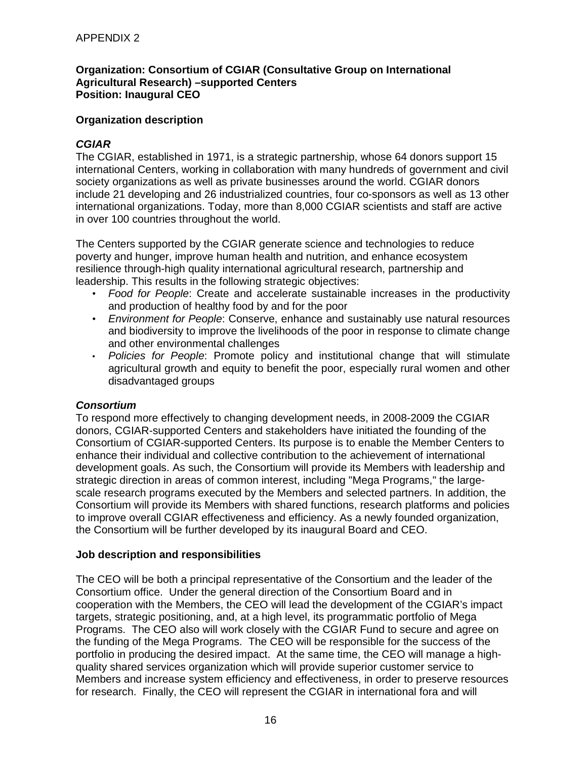APPENDIX 2

**Organization: Consortium of CGIAR (Consultative Group on International Agricultural Research) –supported Centers**
**Position: Inaugural CEO**

## Organization description

### *CGIAR*

The CGIAR, established in 1971, is a strategic partnership, whose 64 donors support 15 international Centers, working in collaboration with many hundreds of government and civil society organizations as well as private businesses around the world. CGIAR donors include 21 developing and 26 industrialized countries, four co-sponsors as well as 13 other international organizations. Today, more than 8,000 CGIAR scientists and staff are active in over 100 countries throughout the world.

The Centers supported by the CGIAR generate science and technologies to reduce poverty and hunger, improve human health and nutrition, and enhance ecosystem resilience through-high quality international agricultural research, partnership and leadership. This results in the following strategic objectives:

- *Food for People*: Create and accelerate sustainable increases in the productivity and production of healthy food by and for the poor
- *Environment for People*: Conserve, enhance and sustainably use natural resources and biodiversity to improve the livelihoods of the poor in response to climate change and other environmental challenges
- *Policies for People*: Promote policy and institutional change that will stimulate agricultural growth and equity to benefit the poor, especially rural women and other disadvantaged groups

### *Consortium*

To respond more effectively to changing development needs, in 2008-2009 the CGIAR donors, CGIAR-supported Centers and stakeholders have initiated the founding of the Consortium of CGIAR-supported Centers. Its purpose is to enable the Member Centers to enhance their individual and collective contribution to the achievement of international development goals. As such, the Consortium will provide its Members with leadership and strategic direction in areas of common interest, including "Mega Programs," the large-scale research programs executed by the Members and selected partners. In addition, the Consortium will provide its Members with shared functions, research platforms and policies to improve overall CGIAR effectiveness and efficiency. As a newly founded organization, the Consortium will be further developed by its inaugural Board and CEO.

## Job description and responsibilities

The CEO will be both a principal representative of the Consortium and the leader of the Consortium office. Under the general direction of the Consortium Board and in cooperation with the Members, the CEO will lead the development of the CGIAR's impact targets, strategic positioning, and, at a high level, its programmatic portfolio of Mega Programs. The CEO also will work closely with the CGIAR Fund to secure and agree on the funding of the Mega Programs. The CEO will be responsible for the success of the portfolio in producing the desired impact. At the same time, the CEO will manage a high-quality shared services organization which will provide superior customer service to Members and increase system efficiency and effectiveness, in order to preserve resources for research. Finally, the CEO will represent the CGIAR in international fora and will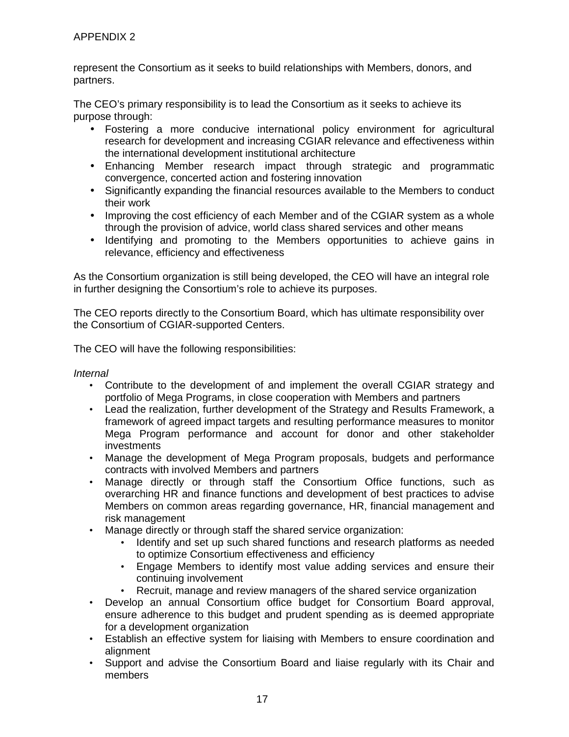represent the Consortium as it seeks to build relationships with Members, donors, and partners.

The CEO's primary responsibility is to lead the Consortium as it seeks to achieve its purpose through:

- Fostering a more conducive international policy environment for agricultural research for development and increasing CGIAR relevance and effectiveness within the international development institutional architecture
- Enhancing Member research impact through strategic and programmatic convergence, concerted action and fostering innovation
- Significantly expanding the financial resources available to the Members to conduct their work
- Improving the cost efficiency of each Member and of the CGIAR system as a whole through the provision of advice, world class shared services and other means
- Identifying and promoting to the Members opportunities to achieve gains in relevance, efficiency and effectiveness

As the Consortium organization is still being developed, the CEO will have an integral role in further designing the Consortium's role to achieve its purposes.

The CEO reports directly to the Consortium Board, which has ultimate responsibility over the Consortium of CGIAR-supported Centers.

The CEO will have the following responsibilities:

*Internal*

- Contribute to the development of and implement the overall CGIAR strategy and portfolio of Mega Programs, in close cooperation with Members and partners
- Lead the realization, further development of the Strategy and Results Framework, a framework of agreed impact targets and resulting performance measures to monitor Mega Program performance and account for donor and other stakeholder investments
- Manage the development of Mega Program proposals, budgets and performance contracts with involved Members and partners
- Manage directly or through staff the Consortium Office functions, such as overarching HR and finance functions and development of best practices to advise Members on common areas regarding governance, HR, financial management and risk management
- Manage directly or through staff the shared service organization:
  - Identify and set up such shared functions and research platforms as needed to optimize Consortium effectiveness and efficiency
  - Engage Members to identify most value adding services and ensure their continuing involvement
  - Recruit, manage and review managers of the shared service organization
- Develop an annual Consortium office budget for Consortium Board approval, ensure adherence to this budget and prudent spending as is deemed appropriate for a development organization
- Establish an effective system for liaising with Members to ensure coordination and alignment
- Support and advise the Consortium Board and liaise regularly with its Chair and members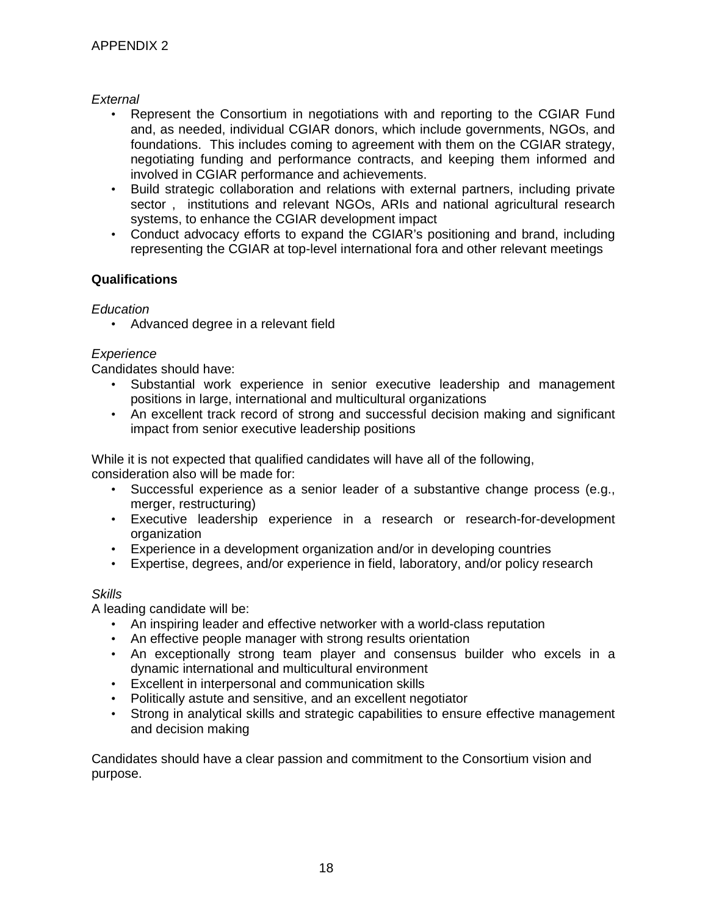APPENDIX 2

*External*

- Represent the Consortium in negotiations with and reporting to the CGIAR Fund and, as needed, individual CGIAR donors, which include governments, NGOs, and foundations. This includes coming to agreement with them on the CGIAR strategy, negotiating funding and performance contracts, and keeping them informed and involved in CGIAR performance and achievements.
- Build strategic collaboration and relations with external partners, including private sector , institutions and relevant NGOs, ARIs and national agricultural research systems, to enhance the CGIAR development impact
- Conduct advocacy efforts to expand the CGIAR's positioning and brand, including representing the CGIAR at top-level international fora and other relevant meetings

**Qualifications**

*Education*

- Advanced degree in a relevant field

*Experience*

Candidates should have:

- Substantial work experience in senior executive leadership and management positions in large, international and multicultural organizations
- An excellent track record of strong and successful decision making and significant impact from senior executive leadership positions

While it is not expected that qualified candidates will have all of the following, consideration also will be made for:

- Successful experience as a senior leader of a substantive change process (e.g., merger, restructuring)
- Executive leadership experience in a research or research-for-development organization
- Experience in a development organization and/or in developing countries
- Expertise, degrees, and/or experience in field, laboratory, and/or policy research

*Skills*

A leading candidate will be:

- An inspiring leader and effective networker with a world-class reputation
- An effective people manager with strong results orientation
- An exceptionally strong team player and consensus builder who excels in a dynamic international and multicultural environment
- Excellent in interpersonal and communication skills
- Politically astute and sensitive, and an excellent negotiator
- Strong in analytical skills and strategic capabilities to ensure effective management and decision making

Candidates should have a clear passion and commitment to the Consortium vision and purpose.